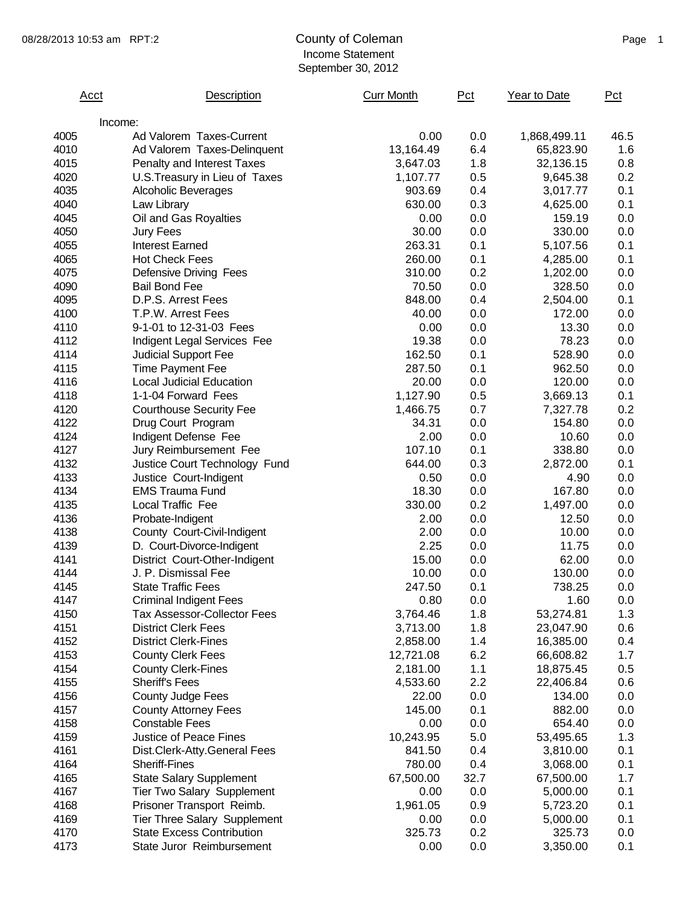# County of Coleman

Income Statement

September 30, 2012

| Acct | Description | Curr Month | Pct | Year to Date | Pct |
|---|---|---|---|---|---|
| | Income: | | | | |
| 4005 | Ad Valorem Taxes-Current | 0.00 | 0.0 | 1,868,499.11 | 46.5 |
| 4010 | Ad Valorem Taxes-Delinquent | 13,164.49 | 6.4 | 65,823.90 | 1.6 |
| 4015 | Penalty and Interest Taxes | 3,647.03 | 1.8 | 32,136.15 | 0.8 |
| 4020 | U.S.Treasury in Lieu of Taxes | 1,107.77 | 0.5 | 9,645.38 | 0.2 |
| 4035 | Alcoholic Beverages | 903.69 | 0.4 | 3,017.77 | 0.1 |
| 4040 | Law Library | 630.00 | 0.3 | 4,625.00 | 0.1 |
| 4045 | Oil and Gas Royalties | 0.00 | 0.0 | 159.19 | 0.0 |
| 4050 | Jury Fees | 30.00 | 0.0 | 330.00 | 0.0 |
| 4055 | Interest Earned | 263.31 | 0.1 | 5,107.56 | 0.1 |
| 4065 | Hot Check Fees | 260.00 | 0.1 | 4,285.00 | 0.1 |
| 4075 | Defensive Driving Fees | 310.00 | 0.2 | 1,202.00 | 0.0 |
| 4090 | Bail Bond Fee | 70.50 | 0.0 | 328.50 | 0.0 |
| 4095 | D.P.S. Arrest Fees | 848.00 | 0.4 | 2,504.00 | 0.1 |
| 4100 | T.P.W. Arrest Fees | 40.00 | 0.0 | 172.00 | 0.0 |
| 4110 | 9-1-01 to 12-31-03 Fees | 0.00 | 0.0 | 13.30 | 0.0 |
| 4112 | Indigent Legal Services Fee | 19.38 | 0.0 | 78.23 | 0.0 |
| 4114 | Judicial Support Fee | 162.50 | 0.1 | 528.90 | 0.0 |
| 4115 | Time Payment Fee | 287.50 | 0.1 | 962.50 | 0.0 |
| 4116 | Local Judicial Education | 20.00 | 0.0 | 120.00 | 0.0 |
| 4118 | 1-1-04 Forward Fees | 1,127.90 | 0.5 | 3,669.13 | 0.1 |
| 4120 | Courthouse Security Fee | 1,466.75 | 0.7 | 7,327.78 | 0.2 |
| 4122 | Drug Court Program | 34.31 | 0.0 | 154.80 | 0.0 |
| 4124 | Indigent Defense Fee | 2.00 | 0.0 | 10.60 | 0.0 |
| 4127 | Jury Reimbursement Fee | 107.10 | 0.1 | 338.80 | 0.0 |
| 4132 | Justice Court Technology Fund | 644.00 | 0.3 | 2,872.00 | 0.1 |
| 4133 | Justice Court-Indigent | 0.50 | 0.0 | 4.90 | 0.0 |
| 4134 | EMS Trauma Fund | 18.30 | 0.0 | 167.80 | 0.0 |
| 4135 | Local Traffic Fee | 330.00 | 0.2 | 1,497.00 | 0.0 |
| 4136 | Probate-Indigent | 2.00 | 0.0 | 12.50 | 0.0 |
| 4138 | County Court-Civil-Indigent | 2.00 | 0.0 | 10.00 | 0.0 |
| 4139 | D. Court-Divorce-Indigent | 2.25 | 0.0 | 11.75 | 0.0 |
| 4141 | District Court-Other-Indigent | 15.00 | 0.0 | 62.00 | 0.0 |
| 4144 | J. P. Dismissal Fee | 10.00 | 0.0 | 130.00 | 0.0 |
| 4145 | State Traffic Fees | 247.50 | 0.1 | 738.25 | 0.0 |
| 4147 | Criminal Indigent Fees | 0.80 | 0.0 | 1.60 | 0.0 |
| 4150 | Tax Assessor-Collector Fees | 3,764.46 | 1.8 | 53,274.81 | 1.3 |
| 4151 | District Clerk Fees | 3,713.00 | 1.8 | 23,047.90 | 0.6 |
| 4152 | District Clerk-Fines | 2,858.00 | 1.4 | 16,385.00 | 0.4 |
| 4153 | County Clerk Fees | 12,721.08 | 6.2 | 66,608.82 | 1.7 |
| 4154 | County Clerk-Fines | 2,181.00 | 1.1 | 18,875.45 | 0.5 |
| 4155 | Sheriff's Fees | 4,533.60 | 2.2 | 22,406.84 | 0.6 |
| 4156 | County Judge Fees | 22.00 | 0.0 | 134.00 | 0.0 |
| 4157 | County Attorney Fees | 145.00 | 0.1 | 882.00 | 0.0 |
| 4158 | Constable Fees | 0.00 | 0.0 | 654.40 | 0.0 |
| 4159 | Justice of Peace Fines | 10,243.95 | 5.0 | 53,495.65 | 1.3 |
| 4161 | Dist.Clerk-Atty.General Fees | 841.50 | 0.4 | 3,810.00 | 0.1 |
| 4164 | Sheriff-Fines | 780.00 | 0.4 | 3,068.00 | 0.1 |
| 4165 | State Salary Supplement | 67,500.00 | 32.7 | 67,500.00 | 1.7 |
| 4167 | Tier Two Salary Supplement | 0.00 | 0.0 | 5,000.00 | 0.1 |
| 4168 | Prisoner Transport Reimb. | 1,961.05 | 0.9 | 5,723.20 | 0.1 |
| 4169 | Tier Three Salary Supplement | 0.00 | 0.0 | 5,000.00 | 0.1 |
| 4170 | State Excess Contribution | 325.73 | 0.2 | 325.73 | 0.0 |
| 4173 | State Juror Reimbursement | 0.00 | 0.0 | 3,350.00 | 0.1 |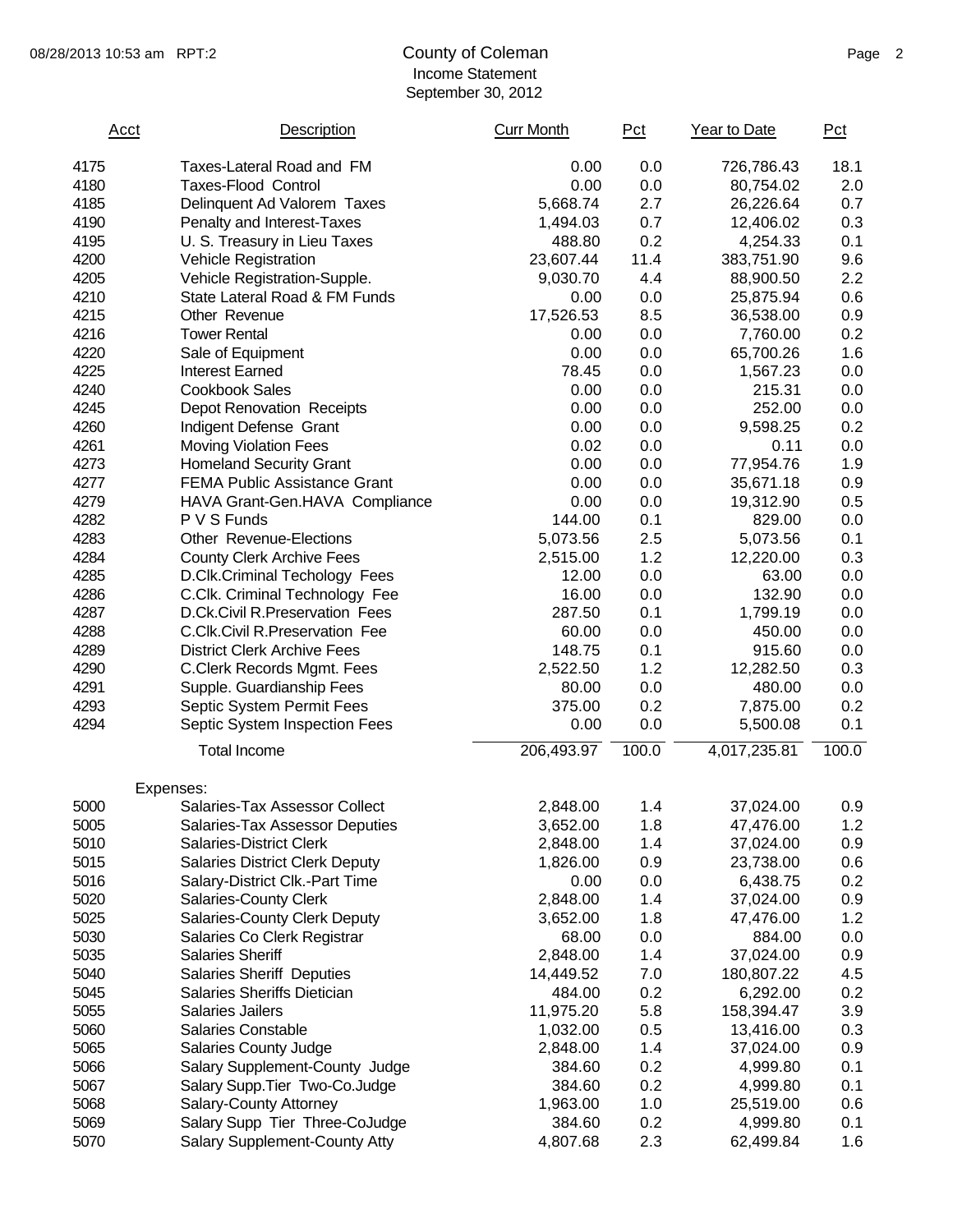# County of Coleman

Income Statement

September 30, 2012

| Acct | Description | Curr Month | Pct | Year to Date | Pct |
|---|---|---|---|---|---|
| 4175 | Taxes-Lateral Road and FM | 0.00 | 0.0 | 726,786.43 | 18.1 |
| 4180 | Taxes-Flood Control | 0.00 | 0.0 | 80,754.02 | 2.0 |
| 4185 | Delinquent Ad Valorem Taxes | 5,668.74 | 2.7 | 26,226.64 | 0.7 |
| 4190 | Penalty and Interest-Taxes | 1,494.03 | 0.7 | 12,406.02 | 0.3 |
| 4195 | U. S. Treasury in Lieu Taxes | 488.80 | 0.2 | 4,254.33 | 0.1 |
| 4200 | Vehicle Registration | 23,607.44 | 11.4 | 383,751.90 | 9.6 |
| 4205 | Vehicle Registration-Supple. | 9,030.70 | 4.4 | 88,900.50 | 2.2 |
| 4210 | State Lateral Road & FM Funds | 0.00 | 0.0 | 25,875.94 | 0.6 |
| 4215 | Other Revenue | 17,526.53 | 8.5 | 36,538.00 | 0.9 |
| 4216 | Tower Rental | 0.00 | 0.0 | 7,760.00 | 0.2 |
| 4220 | Sale of Equipment | 0.00 | 0.0 | 65,700.26 | 1.6 |
| 4225 | Interest Earned | 78.45 | 0.0 | 1,567.23 | 0.0 |
| 4240 | Cookbook Sales | 0.00 | 0.0 | 215.31 | 0.0 |
| 4245 | Depot Renovation Receipts | 0.00 | 0.0 | 252.00 | 0.0 |
| 4260 | Indigent Defense Grant | 0.00 | 0.0 | 9,598.25 | 0.2 |
| 4261 | Moving Violation Fees | 0.02 | 0.0 | 0.11 | 0.0 |
| 4273 | Homeland Security Grant | 0.00 | 0.0 | 77,954.76 | 1.9 |
| 4277 | FEMA Public Assistance Grant | 0.00 | 0.0 | 35,671.18 | 0.9 |
| 4279 | HAVA Grant-Gen.HAVA Compliance | 0.00 | 0.0 | 19,312.90 | 0.5 |
| 4282 | P V S Funds | 144.00 | 0.1 | 829.00 | 0.0 |
| 4283 | Other Revenue-Elections | 5,073.56 | 2.5 | 5,073.56 | 0.1 |
| 4284 | County Clerk Archive Fees | 2,515.00 | 1.2 | 12,220.00 | 0.3 |
| 4285 | D.Clk.Criminal Techology Fees | 12.00 | 0.0 | 63.00 | 0.0 |
| 4286 | C.Clk. Criminal Technology Fee | 16.00 | 0.0 | 132.90 | 0.0 |
| 4287 | D.Ck.Civil R.Preservation Fees | 287.50 | 0.1 | 1,799.19 | 0.0 |
| 4288 | C.Clk.Civil R.Preservation Fee | 60.00 | 0.0 | 450.00 | 0.0 |
| 4289 | District Clerk Archive Fees | 148.75 | 0.1 | 915.60 | 0.0 |
| 4290 | C.Clerk Records Mgmt. Fees | 2,522.50 | 1.2 | 12,282.50 | 0.3 |
| 4291 | Supple. Guardianship Fees | 80.00 | 0.0 | 480.00 | 0.0 |
| 4293 | Septic System Permit Fees | 375.00 | 0.2 | 7,875.00 | 0.2 |
| 4294 | Septic System Inspection Fees | 0.00 | 0.0 | 5,500.08 | 0.1 |
| | Total Income | 206,493.97 | 100.0 | 4,017,235.81 | 100.0 |
| | Expenses: | | | | |
| 5000 | Salaries-Tax Assessor Collect | 2,848.00 | 1.4 | 37,024.00 | 0.9 |
| 5005 | Salaries-Tax Assessor Deputies | 3,652.00 | 1.8 | 47,476.00 | 1.2 |
| 5010 | Salaries-District Clerk | 2,848.00 | 1.4 | 37,024.00 | 0.9 |
| 5015 | Salaries District Clerk Deputy | 1,826.00 | 0.9 | 23,738.00 | 0.6 |
| 5016 | Salary-District Clk.-Part Time | 0.00 | 0.0 | 6,438.75 | 0.2 |
| 5020 | Salaries-County Clerk | 2,848.00 | 1.4 | 37,024.00 | 0.9 |
| 5025 | Salaries-County Clerk Deputy | 3,652.00 | 1.8 | 47,476.00 | 1.2 |
| 5030 | Salaries Co Clerk Registrar | 68.00 | 0.0 | 884.00 | 0.0 |
| 5035 | Salaries Sheriff | 2,848.00 | 1.4 | 37,024.00 | 0.9 |
| 5040 | Salaries Sheriff Deputies | 14,449.52 | 7.0 | 180,807.22 | 4.5 |
| 5045 | Salaries Sheriffs Dietician | 484.00 | 0.2 | 6,292.00 | 0.2 |
| 5055 | Salaries Jailers | 11,975.20 | 5.8 | 158,394.47 | 3.9 |
| 5060 | Salaries Constable | 1,032.00 | 0.5 | 13,416.00 | 0.3 |
| 5065 | Salaries County Judge | 2,848.00 | 1.4 | 37,024.00 | 0.9 |
| 5066 | Salary Supplement-County Judge | 384.60 | 0.2 | 4,999.80 | 0.1 |
| 5067 | Salary Supp.Tier Two-Co.Judge | 384.60 | 0.2 | 4,999.80 | 0.1 |
| 5068 | Salary-County Attorney | 1,963.00 | 1.0 | 25,519.00 | 0.6 |
| 5069 | Salary Supp Tier Three-CoJudge | 384.60 | 0.2 | 4,999.80 | 0.1 |
| 5070 | Salary Supplement-County Atty | 4,807.68 | 2.3 | 62,499.84 | 1.6 |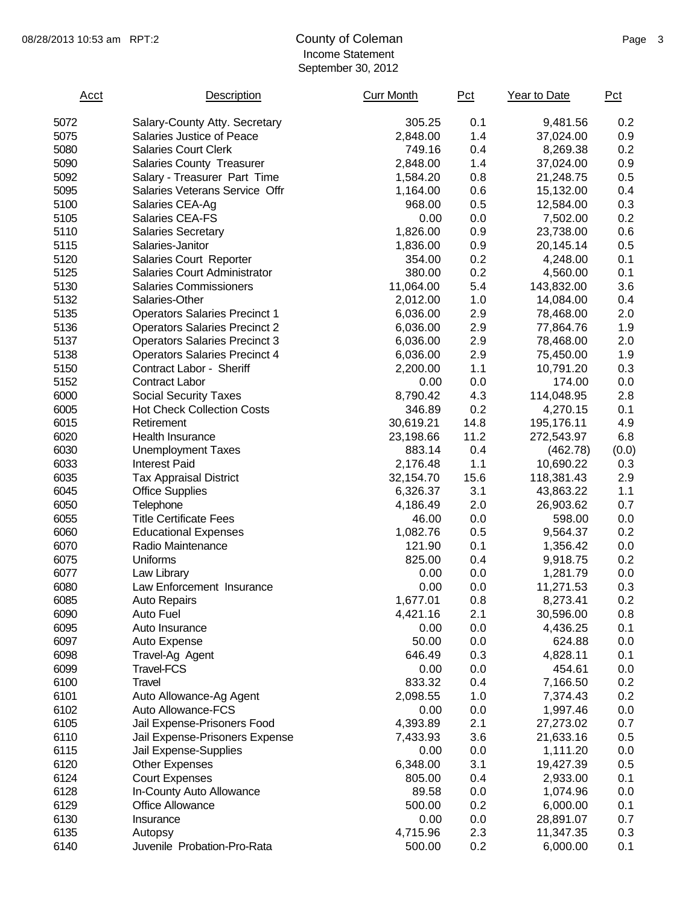County of Coleman
Income Statement
September 30, 2012

| Acct | Description | Curr Month | Pct | Year to Date | Pct |
|---|---|---|---|---|---|
| 5072 | Salary-County Atty. Secretary | 305.25 | 0.1 | 9,481.56 | 0.2 |
| 5075 | Salaries Justice of Peace | 2,848.00 | 1.4 | 37,024.00 | 0.9 |
| 5080 | Salaries Court Clerk | 749.16 | 0.4 | 8,269.38 | 0.2 |
| 5090 | Salaries County Treasurer | 2,848.00 | 1.4 | 37,024.00 | 0.9 |
| 5092 | Salary - Treasurer Part Time | 1,584.20 | 0.8 | 21,248.75 | 0.5 |
| 5095 | Salaries Veterans Service Offr | 1,164.00 | 0.6 | 15,132.00 | 0.4 |
| 5100 | Salaries CEA-Ag | 968.00 | 0.5 | 12,584.00 | 0.3 |
| 5105 | Salaries CEA-FS | 0.00 | 0.0 | 7,502.00 | 0.2 |
| 5110 | Salaries Secretary | 1,826.00 | 0.9 | 23,738.00 | 0.6 |
| 5115 | Salaries-Janitor | 1,836.00 | 0.9 | 20,145.14 | 0.5 |
| 5120 | Salaries Court Reporter | 354.00 | 0.2 | 4,248.00 | 0.1 |
| 5125 | Salaries Court Administrator | 380.00 | 0.2 | 4,560.00 | 0.1 |
| 5130 | Salaries Commissioners | 11,064.00 | 5.4 | 143,832.00 | 3.6 |
| 5132 | Salaries-Other | 2,012.00 | 1.0 | 14,084.00 | 0.4 |
| 5135 | Operators Salaries Precinct 1 | 6,036.00 | 2.9 | 78,468.00 | 2.0 |
| 5136 | Operators Salaries Precinct 2 | 6,036.00 | 2.9 | 77,864.76 | 1.9 |
| 5137 | Operators Salaries Precinct 3 | 6,036.00 | 2.9 | 78,468.00 | 2.0 |
| 5138 | Operators Salaries Precinct 4 | 6,036.00 | 2.9 | 75,450.00 | 1.9 |
| 5150 | Contract Labor - Sheriff | 2,200.00 | 1.1 | 10,791.20 | 0.3 |
| 5152 | Contract Labor | 0.00 | 0.0 | 174.00 | 0.0 |
| 6000 | Social Security Taxes | 8,790.42 | 4.3 | 114,048.95 | 2.8 |
| 6005 | Hot Check Collection Costs | 346.89 | 0.2 | 4,270.15 | 0.1 |
| 6015 | Retirement | 30,619.21 | 14.8 | 195,176.11 | 4.9 |
| 6020 | Health Insurance | 23,198.66 | 11.2 | 272,543.97 | 6.8 |
| 6030 | Unemployment Taxes | 883.14 | 0.4 | (462.78) | (0.0) |
| 6033 | Interest Paid | 2,176.48 | 1.1 | 10,690.22 | 0.3 |
| 6035 | Tax Appraisal District | 32,154.70 | 15.6 | 118,381.43 | 2.9 |
| 6045 | Office Supplies | 6,326.37 | 3.1 | 43,863.22 | 1.1 |
| 6050 | Telephone | 4,186.49 | 2.0 | 26,903.62 | 0.7 |
| 6055 | Title Certificate Fees | 46.00 | 0.0 | 598.00 | 0.0 |
| 6060 | Educational Expenses | 1,082.76 | 0.5 | 9,564.37 | 0.2 |
| 6070 | Radio Maintenance | 121.90 | 0.1 | 1,356.42 | 0.0 |
| 6075 | Uniforms | 825.00 | 0.4 | 9,918.75 | 0.2 |
| 6077 | Law Library | 0.00 | 0.0 | 1,281.79 | 0.0 |
| 6080 | Law Enforcement Insurance | 0.00 | 0.0 | 11,271.53 | 0.3 |
| 6085 | Auto Repairs | 1,677.01 | 0.8 | 8,273.41 | 0.2 |
| 6090 | Auto Fuel | 4,421.16 | 2.1 | 30,596.00 | 0.8 |
| 6095 | Auto Insurance | 0.00 | 0.0 | 4,436.25 | 0.1 |
| 6097 | Auto Expense | 50.00 | 0.0 | 624.88 | 0.0 |
| 6098 | Travel-Ag Agent | 646.49 | 0.3 | 4,828.11 | 0.1 |
| 6099 | Travel-FCS | 0.00 | 0.0 | 454.61 | 0.0 |
| 6100 | Travel | 833.32 | 0.4 | 7,166.50 | 0.2 |
| 6101 | Auto Allowance-Ag Agent | 2,098.55 | 1.0 | 7,374.43 | 0.2 |
| 6102 | Auto Allowance-FCS | 0.00 | 0.0 | 1,997.46 | 0.0 |
| 6105 | Jail Expense-Prisoners Food | 4,393.89 | 2.1 | 27,273.02 | 0.7 |
| 6110 | Jail Expense-Prisoners Expense | 7,433.93 | 3.6 | 21,633.16 | 0.5 |
| 6115 | Jail Expense-Supplies | 0.00 | 0.0 | 1,111.20 | 0.0 |
| 6120 | Other Expenses | 6,348.00 | 3.1 | 19,427.39 | 0.5 |
| 6124 | Court Expenses | 805.00 | 0.4 | 2,933.00 | 0.1 |
| 6128 | In-County Auto Allowance | 89.58 | 0.0 | 1,074.96 | 0.0 |
| 6129 | Office Allowance | 500.00 | 0.2 | 6,000.00 | 0.1 |
| 6130 | Insurance | 0.00 | 0.0 | 28,891.07 | 0.7 |
| 6135 | Autopsy | 4,715.96 | 2.3 | 11,347.35 | 0.3 |
| 6140 | Juvenile Probation-Pro-Rata | 500.00 | 0.2 | 6,000.00 | 0.1 |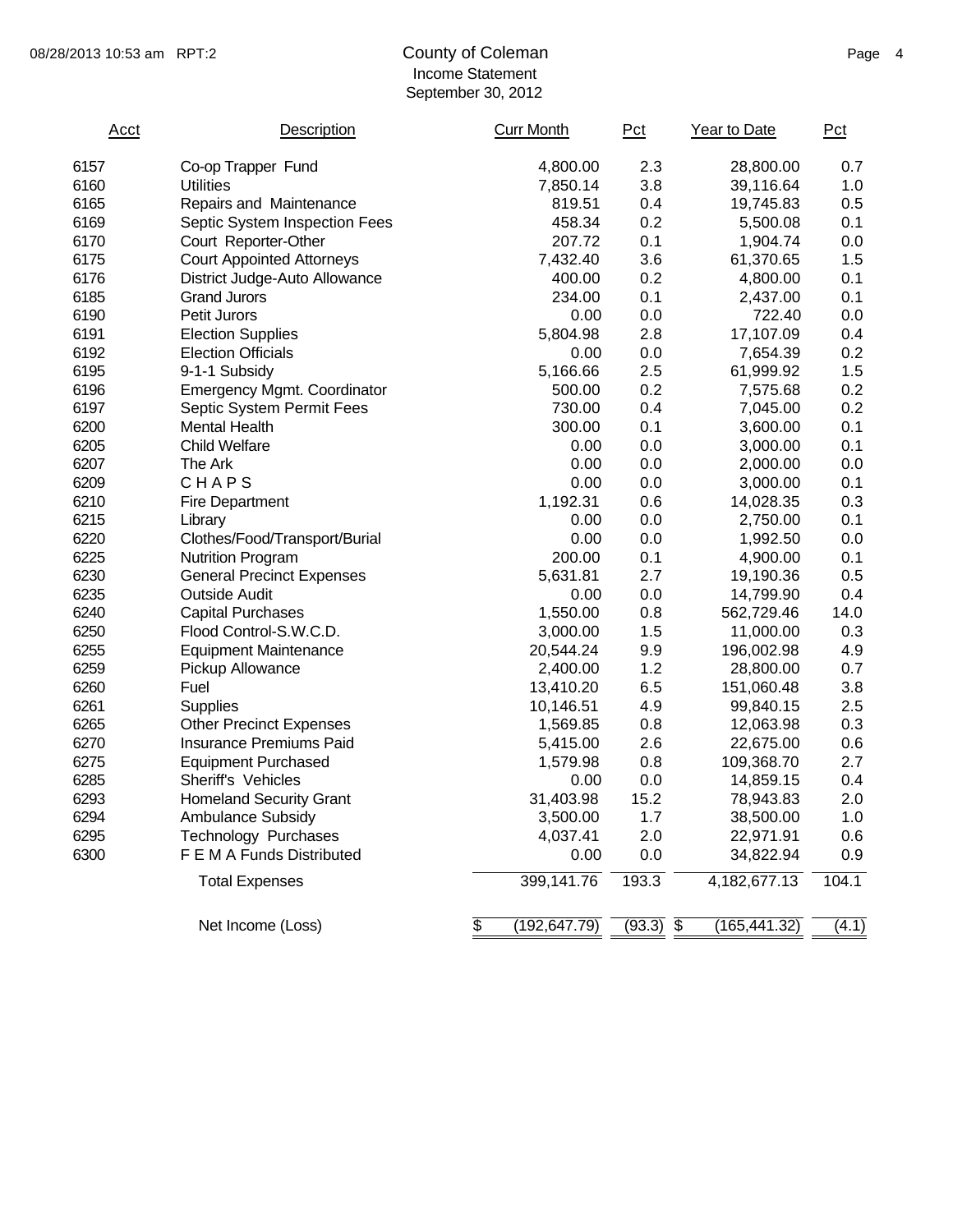# County of Coleman

Income Statement

September 30, 2012

| Acct | Description | Curr Month | Pct | Year to Date | Pct |
|---|---|---|---|---|---|
| 6157 | Co-op Trapper Fund | 4,800.00 | 2.3 | 28,800.00 | 0.7 |
| 6160 | Utilities | 7,850.14 | 3.8 | 39,116.64 | 1.0 |
| 6165 | Repairs and Maintenance | 819.51 | 0.4 | 19,745.83 | 0.5 |
| 6169 | Septic System Inspection Fees | 458.34 | 0.2 | 5,500.08 | 0.1 |
| 6170 | Court Reporter-Other | 207.72 | 0.1 | 1,904.74 | 0.0 |
| 6175 | Court Appointed Attorneys | 7,432.40 | 3.6 | 61,370.65 | 1.5 |
| 6176 | District Judge-Auto Allowance | 400.00 | 0.2 | 4,800.00 | 0.1 |
| 6185 | Grand Jurors | 234.00 | 0.1 | 2,437.00 | 0.1 |
| 6190 | Petit Jurors | 0.00 | 0.0 | 722.40 | 0.0 |
| 6191 | Election Supplies | 5,804.98 | 2.8 | 17,107.09 | 0.4 |
| 6192 | Election Officials | 0.00 | 0.0 | 7,654.39 | 0.2 |
| 6195 | 9-1-1 Subsidy | 5,166.66 | 2.5 | 61,999.92 | 1.5 |
| 6196 | Emergency Mgmt. Coordinator | 500.00 | 0.2 | 7,575.68 | 0.2 |
| 6197 | Septic System Permit Fees | 730.00 | 0.4 | 7,045.00 | 0.2 |
| 6200 | Mental Health | 300.00 | 0.1 | 3,600.00 | 0.1 |
| 6205 | Child Welfare | 0.00 | 0.0 | 3,000.00 | 0.1 |
| 6207 | The Ark | 0.00 | 0.0 | 2,000.00 | 0.0 |
| 6209 | C H A P S | 0.00 | 0.0 | 3,000.00 | 0.1 |
| 6210 | Fire Department | 1,192.31 | 0.6 | 14,028.35 | 0.3 |
| 6215 | Library | 0.00 | 0.0 | 2,750.00 | 0.1 |
| 6220 | Clothes/Food/Transport/Burial | 0.00 | 0.0 | 1,992.50 | 0.0 |
| 6225 | Nutrition Program | 200.00 | 0.1 | 4,900.00 | 0.1 |
| 6230 | General Precinct Expenses | 5,631.81 | 2.7 | 19,190.36 | 0.5 |
| 6235 | Outside Audit | 0.00 | 0.0 | 14,799.90 | 0.4 |
| 6240 | Capital Purchases | 1,550.00 | 0.8 | 562,729.46 | 14.0 |
| 6250 | Flood Control-S.W.C.D. | 3,000.00 | 1.5 | 11,000.00 | 0.3 |
| 6255 | Equipment Maintenance | 20,544.24 | 9.9 | 196,002.98 | 4.9 |
| 6259 | Pickup Allowance | 2,400.00 | 1.2 | 28,800.00 | 0.7 |
| 6260 | Fuel | 13,410.20 | 6.5 | 151,060.48 | 3.8 |
| 6261 | Supplies | 10,146.51 | 4.9 | 99,840.15 | 2.5 |
| 6265 | Other Precinct Expenses | 1,569.85 | 0.8 | 12,063.98 | 0.3 |
| 6270 | Insurance Premiums Paid | 5,415.00 | 2.6 | 22,675.00 | 0.6 |
| 6275 | Equipment Purchased | 1,579.98 | 0.8 | 109,368.70 | 2.7 |
| 6285 | Sheriff's Vehicles | 0.00 | 0.0 | 14,859.15 | 0.4 |
| 6293 | Homeland Security Grant | 31,403.98 | 15.2 | 78,943.83 | 2.0 |
| 6294 | Ambulance Subsidy | 3,500.00 | 1.7 | 38,500.00 | 1.0 |
| 6295 | Technology Purchases | 4,037.41 | 2.0 | 22,971.91 | 0.6 |
| 6300 | F E M A Funds Distributed | 0.00 | 0.0 | 34,822.94 | 0.9 |
| | Total Expenses | 399,141.76 | 193.3 | 4,182,677.13 | 104.1 |
| | Net Income (Loss) | $ (192,647.79) | (93.3) | $ (165,441.32) | (4.1) |